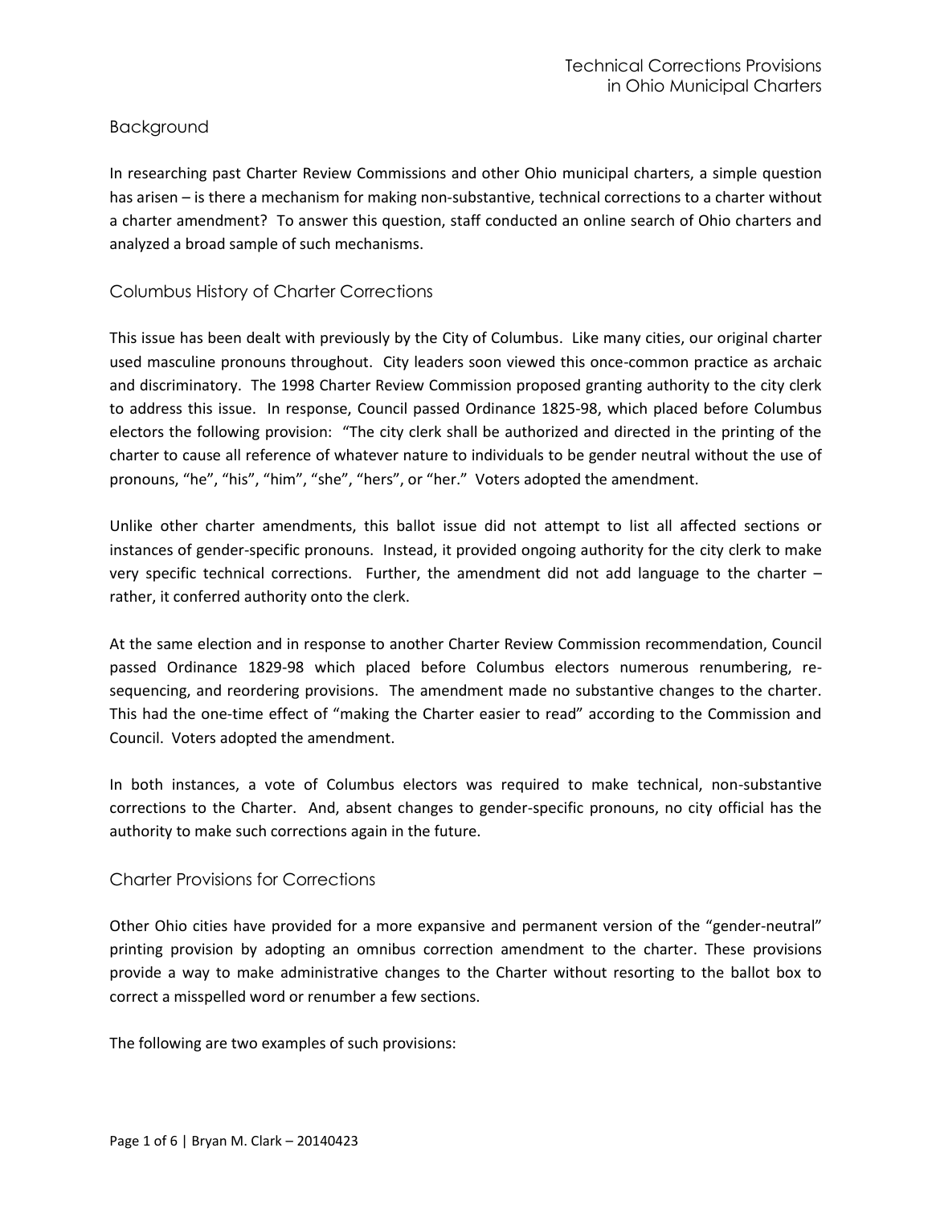## Background

In researching past Charter Review Commissions and other Ohio municipal charters, a simple question has arisen – is there a mechanism for making non-substantive, technical corrections to a charter without a charter amendment? To answer this question, staff conducted an online search of Ohio charters and analyzed a broad sample of such mechanisms.

## Columbus History of Charter Corrections

This issue has been dealt with previously by the City of Columbus. Like many cities, our original charter used masculine pronouns throughout. City leaders soon viewed this once-common practice as archaic and discriminatory. The 1998 Charter Review Commission proposed granting authority to the city clerk to address this issue. In response, Council passed Ordinance 1825-98, which placed before Columbus electors the following provision: "The city clerk shall be authorized and directed in the printing of the charter to cause all reference of whatever nature to individuals to be gender neutral without the use of pronouns, "he", "his", "him", "she", "hers", or "her." Voters adopted the amendment.

Unlike other charter amendments, this ballot issue did not attempt to list all affected sections or instances of gender-specific pronouns. Instead, it provided ongoing authority for the city clerk to make very specific technical corrections. Further, the amendment did not add language to the charter – rather, it conferred authority onto the clerk.

At the same election and in response to another Charter Review Commission recommendation, Council passed Ordinance 1829-98 which placed before Columbus electors numerous renumbering, re-sequencing, and reordering provisions. The amendment made no substantive changes to the charter. This had the one-time effect of "making the Charter easier to read" according to the Commission and Council. Voters adopted the amendment.

In both instances, a vote of Columbus electors was required to make technical, non-substantive corrections to the Charter. And, absent changes to gender-specific pronouns, no city official has the authority to make such corrections again in the future.

## Charter Provisions for Corrections

Other Ohio cities have provided for a more expansive and permanent version of the "gender-neutral" printing provision by adopting an omnibus correction amendment to the charter. These provisions provide a way to make administrative changes to the Charter without resorting to the ballot box to correct a misspelled word or renumber a few sections.

The following are two examples of such provisions: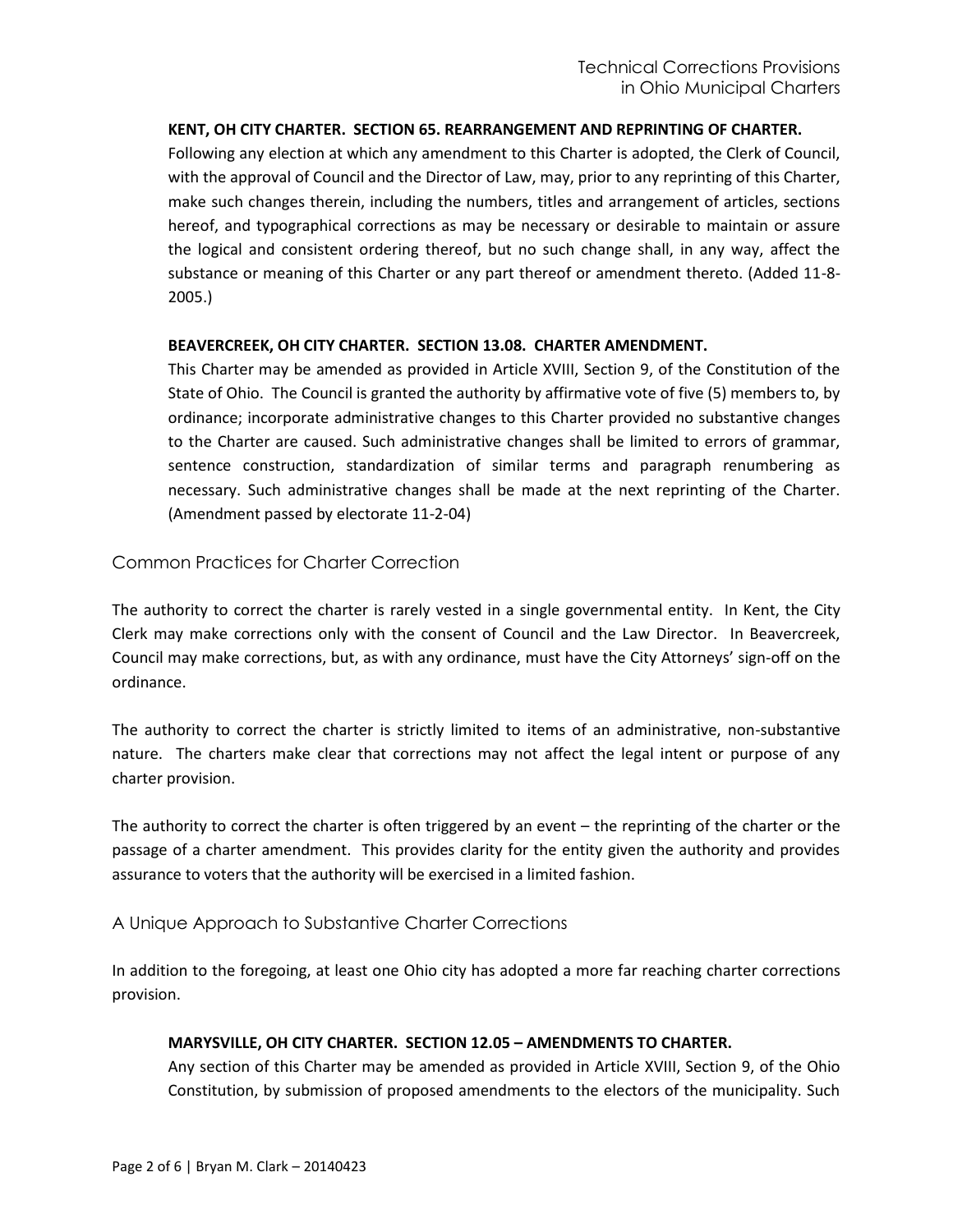**KENT, OH CITY CHARTER. SECTION 65. REARRANGEMENT AND REPRINTING OF CHARTER.**

Following any election at which any amendment to this Charter is adopted, the Clerk of Council, with the approval of Council and the Director of Law, may, prior to any reprinting of this Charter, make such changes therein, including the numbers, titles and arrangement of articles, sections hereof, and typographical corrections as may be necessary or desirable to maintain or assure the logical and consistent ordering thereof, but no such change shall, in any way, affect the substance or meaning of this Charter or any part thereof or amendment thereto. (Added 11-8-2005.)

**BEAVERCREEK, OH CITY CHARTER. SECTION 13.08. CHARTER AMENDMENT.**

This Charter may be amended as provided in Article XVIII, Section 9, of the Constitution of the State of Ohio. The Council is granted the authority by affirmative vote of five (5) members to, by ordinance; incorporate administrative changes to this Charter provided no substantive changes to the Charter are caused. Such administrative changes shall be limited to errors of grammar, sentence construction, standardization of similar terms and paragraph renumbering as necessary. Such administrative changes shall be made at the next reprinting of the Charter. (Amendment passed by electorate 11-2-04)

## Common Practices for Charter Correction

The authority to correct the charter is rarely vested in a single governmental entity. In Kent, the City Clerk may make corrections only with the consent of Council and the Law Director. In Beavercreek, Council may make corrections, but, as with any ordinance, must have the City Attorneys' sign-off on the ordinance.

The authority to correct the charter is strictly limited to items of an administrative, non-substantive nature. The charters make clear that corrections may not affect the legal intent or purpose of any charter provision.

The authority to correct the charter is often triggered by an event – the reprinting of the charter or the passage of a charter amendment. This provides clarity for the entity given the authority and provides assurance to voters that the authority will be exercised in a limited fashion.

## A Unique Approach to Substantive Charter Corrections

In addition to the foregoing, at least one Ohio city has adopted a more far reaching charter corrections provision.

**MARYSVILLE, OH CITY CHARTER. SECTION 12.05 – AMENDMENTS TO CHARTER.**

Any section of this Charter may be amended as provided in Article XVIII, Section 9, of the Ohio Constitution, by submission of proposed amendments to the electors of the municipality. Such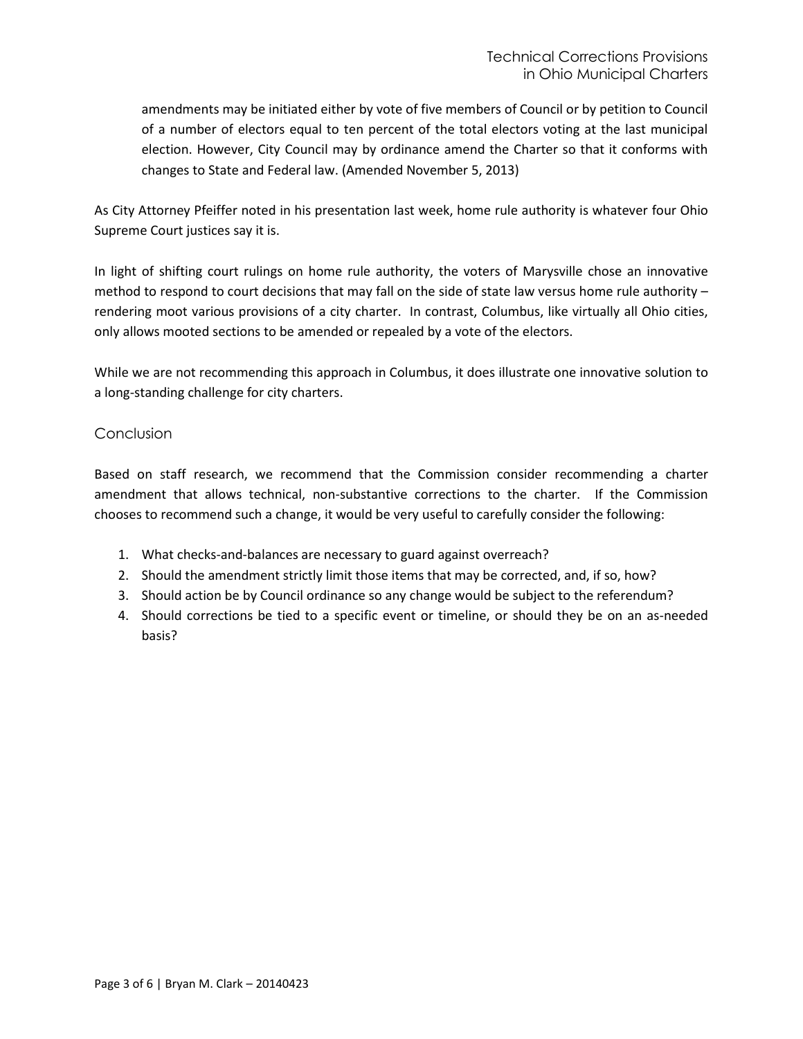> amendments may be initiated either by vote of five members of Council or by petition to Council of a number of electors equal to ten percent of the total electors voting at the last municipal election. However, City Council may by ordinance amend the Charter so that it conforms with changes to State and Federal law. (Amended November 5, 2013)

As City Attorney Pfeiffer noted in his presentation last week, home rule authority is whatever four Ohio Supreme Court justices say it is.

In light of shifting court rulings on home rule authority, the voters of Marysville chose an innovative method to respond to court decisions that may fall on the side of state law versus home rule authority – rendering moot various provisions of a city charter. In contrast, Columbus, like virtually all Ohio cities, only allows mooted sections to be amended or repealed by a vote of the electors.

While we are not recommending this approach in Columbus, it does illustrate one innovative solution to a long-standing challenge for city charters.

## Conclusion

Based on staff research, we recommend that the Commission consider recommending a charter amendment that allows technical, non-substantive corrections to the charter. If the Commission chooses to recommend such a change, it would be very useful to carefully consider the following:

1. What checks-and-balances are necessary to guard against overreach?
2. Should the amendment strictly limit those items that may be corrected, and, if so, how?
3. Should action be by Council ordinance so any change would be subject to the referendum?
4. Should corrections be tied to a specific event or timeline, or should they be on an as-needed basis?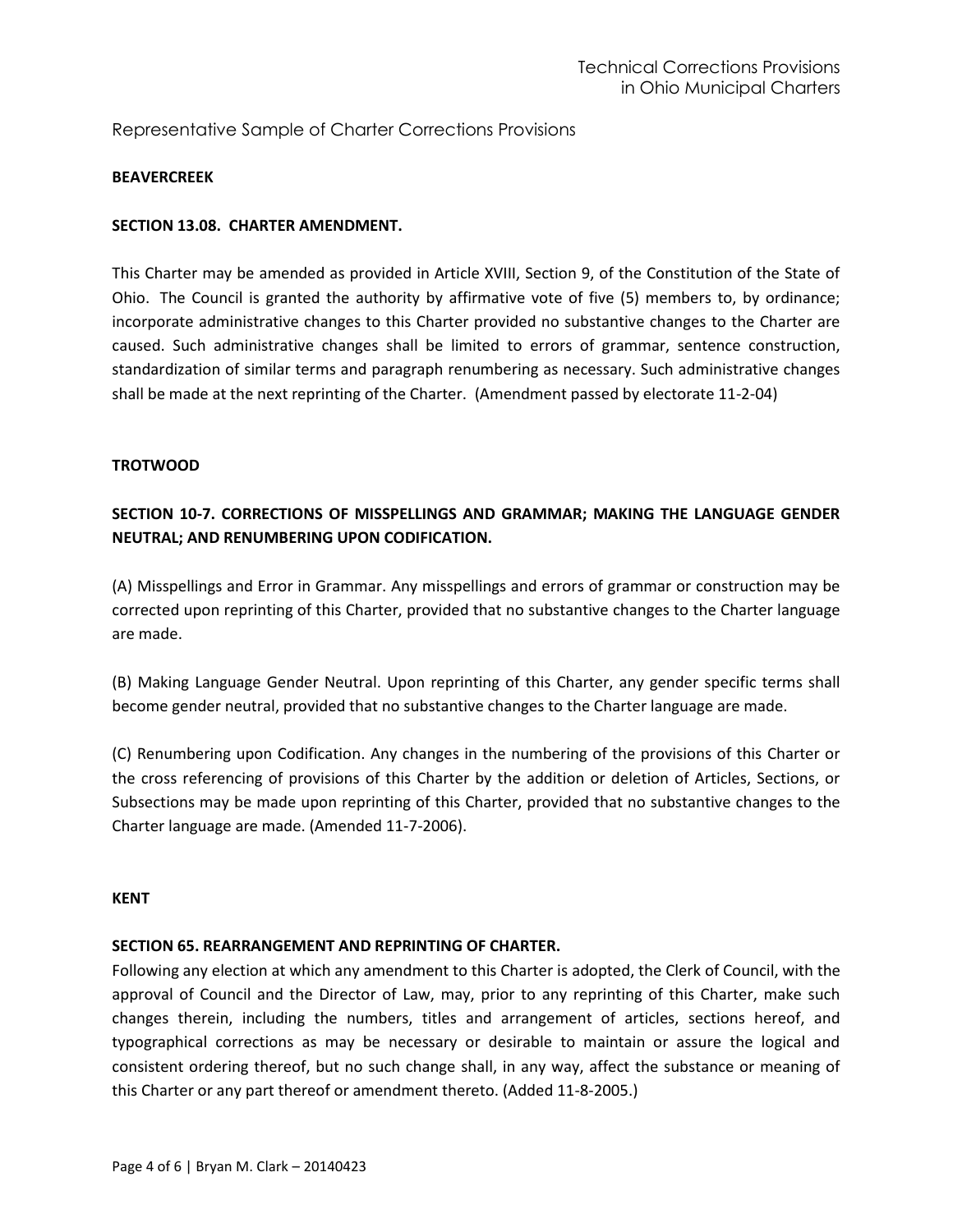Representative Sample of Charter Corrections Provisions

**BEAVERCREEK**

**SECTION 13.08. CHARTER AMENDMENT.**

This Charter may be amended as provided in Article XVIII, Section 9, of the Constitution of the State of Ohio. The Council is granted the authority by affirmative vote of five (5) members to, by ordinance; incorporate administrative changes to this Charter provided no substantive changes to the Charter are caused. Such administrative changes shall be limited to errors of grammar, sentence construction, standardization of similar terms and paragraph renumbering as necessary. Such administrative changes shall be made at the next reprinting of the Charter. (Amendment passed by electorate 11-2-04)

**TROTWOOD**

**SECTION 10-7. CORRECTIONS OF MISSPELLINGS AND GRAMMAR; MAKING THE LANGUAGE GENDER NEUTRAL; AND RENUMBERING UPON CODIFICATION.**

(A) Misspellings and Error in Grammar. Any misspellings and errors of grammar or construction may be corrected upon reprinting of this Charter, provided that no substantive changes to the Charter language are made.

(B) Making Language Gender Neutral. Upon reprinting of this Charter, any gender specific terms shall become gender neutral, provided that no substantive changes to the Charter language are made.

(C) Renumbering upon Codification. Any changes in the numbering of the provisions of this Charter or the cross referencing of provisions of this Charter by the addition or deletion of Articles, Sections, or Subsections may be made upon reprinting of this Charter, provided that no substantive changes to the Charter language are made. (Amended 11-7-2006).

**KENT**

**SECTION 65. REARRANGEMENT AND REPRINTING OF CHARTER.**

Following any election at which any amendment to this Charter is adopted, the Clerk of Council, with the approval of Council and the Director of Law, may, prior to any reprinting of this Charter, make such changes therein, including the numbers, titles and arrangement of articles, sections hereof, and typographical corrections as may be necessary or desirable to maintain or assure the logical and consistent ordering thereof, but no such change shall, in any way, affect the substance or meaning of this Charter or any part thereof or amendment thereto. (Added 11-8-2005.)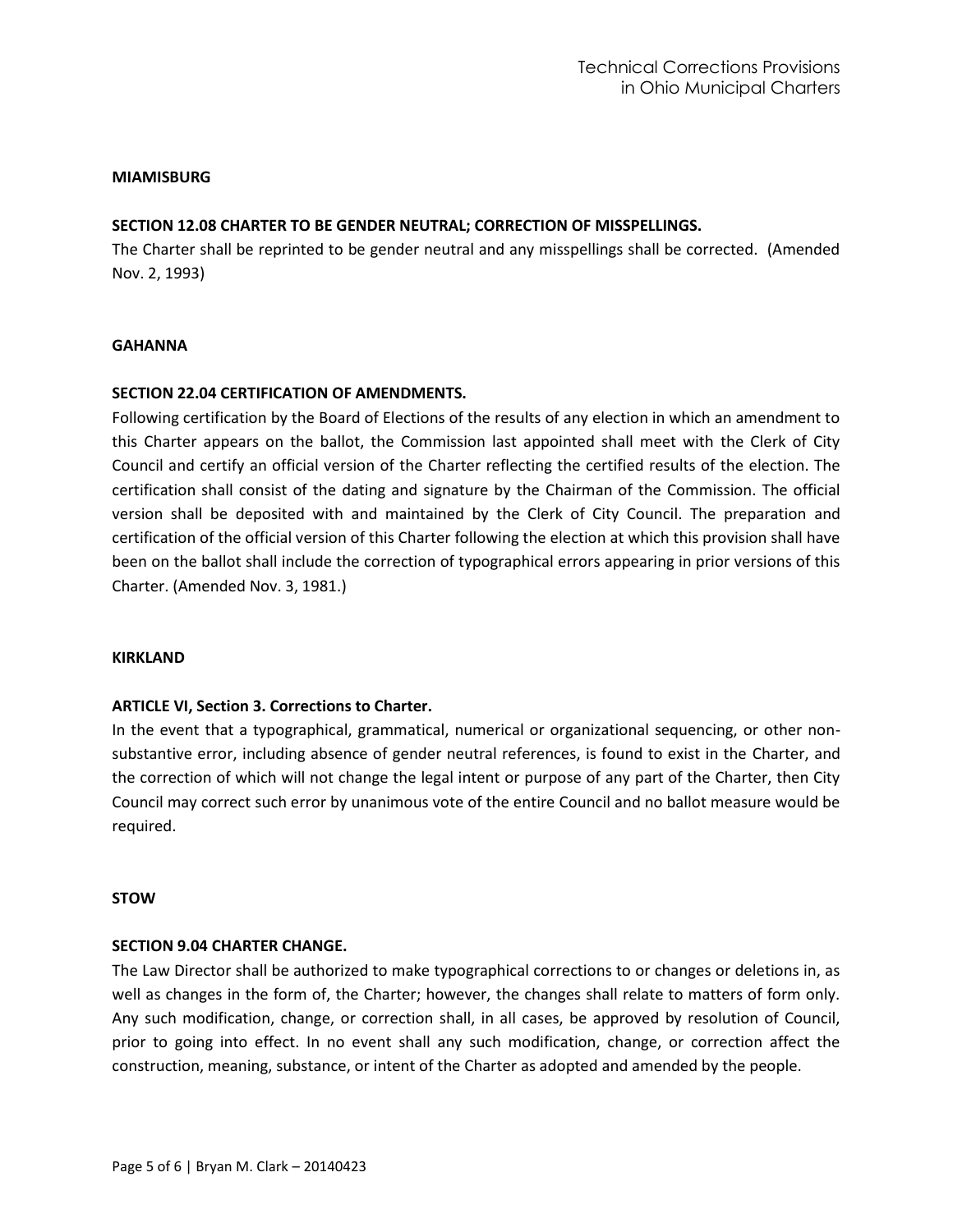**MIAMISBURG**

**SECTION 12.08 CHARTER TO BE GENDER NEUTRAL; CORRECTION OF MISSPELLINGS.**

The Charter shall be reprinted to be gender neutral and any misspellings shall be corrected. (Amended Nov. 2, 1993)

**GAHANNA**

**SECTION 22.04 CERTIFICATION OF AMENDMENTS.**

Following certification by the Board of Elections of the results of any election in which an amendment to this Charter appears on the ballot, the Commission last appointed shall meet with the Clerk of City Council and certify an official version of the Charter reflecting the certified results of the election. The certification shall consist of the dating and signature by the Chairman of the Commission. The official version shall be deposited with and maintained by the Clerk of City Council. The preparation and certification of the official version of this Charter following the election at which this provision shall have been on the ballot shall include the correction of typographical errors appearing in prior versions of this Charter. (Amended Nov. 3, 1981.)

**KIRKLAND**

**ARTICLE VI, Section 3. Corrections to Charter.**

In the event that a typographical, grammatical, numerical or organizational sequencing, or other non-substantive error, including absence of gender neutral references, is found to exist in the Charter, and the correction of which will not change the legal intent or purpose of any part of the Charter, then City Council may correct such error by unanimous vote of the entire Council and no ballot measure would be required.

**STOW**

**SECTION 9.04 CHARTER CHANGE.**

The Law Director shall be authorized to make typographical corrections to or changes or deletions in, as well as changes in the form of, the Charter; however, the changes shall relate to matters of form only. Any such modification, change, or correction shall, in all cases, be approved by resolution of Council, prior to going into effect. In no event shall any such modification, change, or correction affect the construction, meaning, substance, or intent of the Charter as adopted and amended by the people.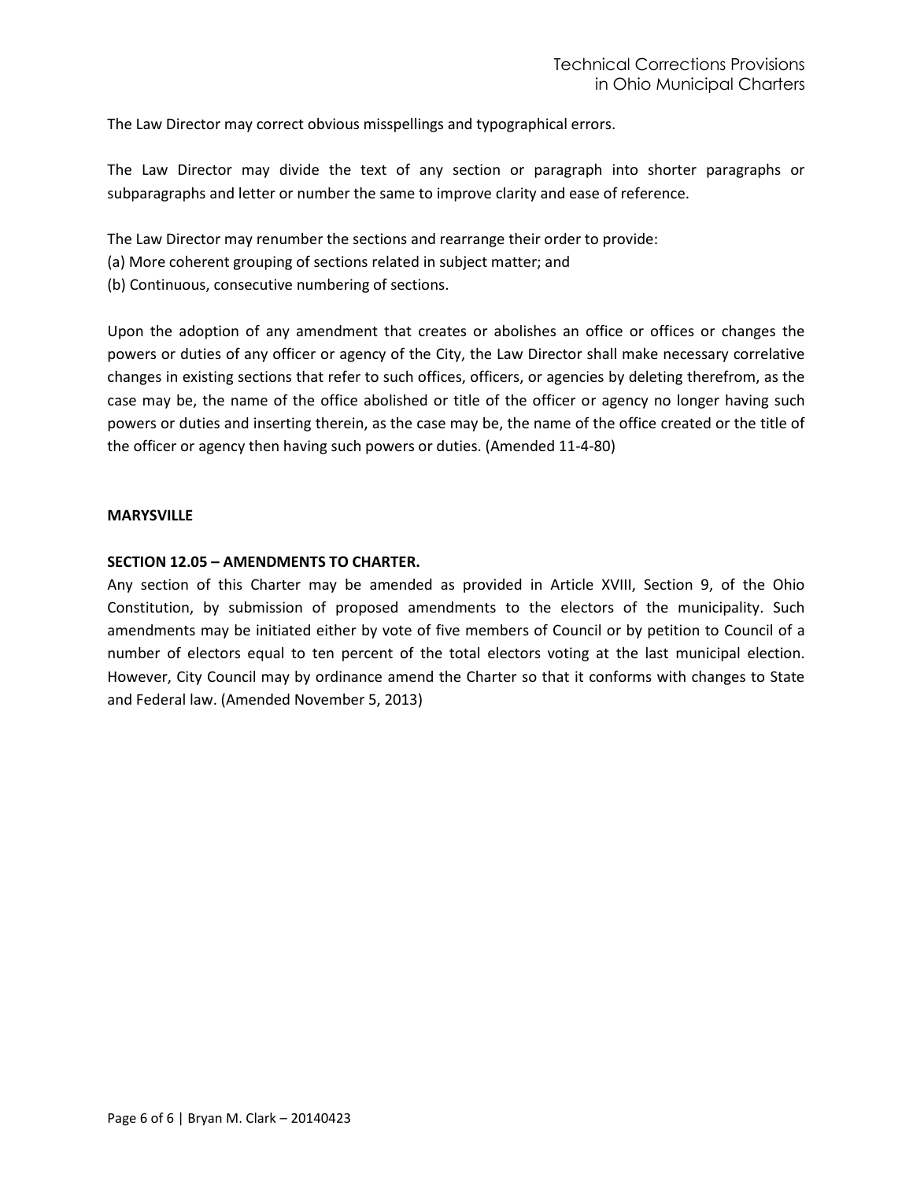The Law Director may correct obvious misspellings and typographical errors.

The Law Director may divide the text of any section or paragraph into shorter paragraphs or subparagraphs and letter or number the same to improve clarity and ease of reference.

The Law Director may renumber the sections and rearrange their order to provide:
(a) More coherent grouping of sections related in subject matter; and
(b) Continuous, consecutive numbering of sections.

Upon the adoption of any amendment that creates or abolishes an office or offices or changes the powers or duties of any officer or agency of the City, the Law Director shall make necessary correlative changes in existing sections that refer to such offices, officers, or agencies by deleting therefrom, as the case may be, the name of the office abolished or title of the officer or agency no longer having such powers or duties and inserting therein, as the case may be, the name of the office created or the title of the officer or agency then having such powers or duties. (Amended 11-4-80)

**MARYSVILLE**

**SECTION 12.05 – AMENDMENTS TO CHARTER.**

Any section of this Charter may be amended as provided in Article XVIII, Section 9, of the Ohio Constitution, by submission of proposed amendments to the electors of the municipality. Such amendments may be initiated either by vote of five members of Council or by petition to Council of a number of electors equal to ten percent of the total electors voting at the last municipal election. However, City Council may by ordinance amend the Charter so that it conforms with changes to State and Federal law. (Amended November 5, 2013)